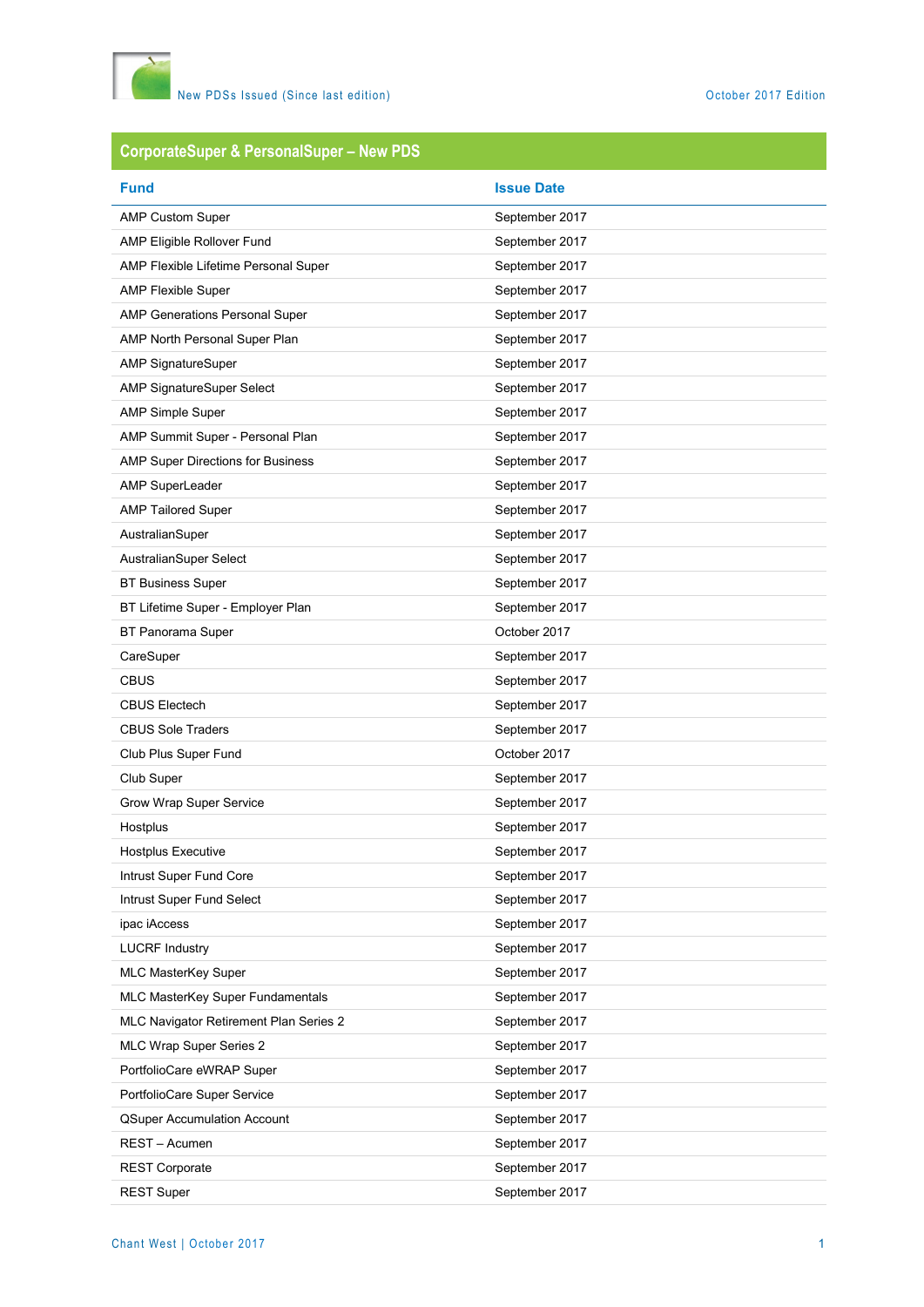New PDSs Issued (Since last edition)

October 2017 Edition

## CorporateSuper & PersonalSuper – New PDS

| Fund | Issue Date |
|---|---|
| AMP Custom Super | September 2017 |
| AMP Eligible Rollover Fund | September 2017 |
| AMP Flexible Lifetime Personal Super | September 2017 |
| AMP Flexible Super | September 2017 |
| AMP Generations Personal Super | September 2017 |
| AMP North Personal Super Plan | September 2017 |
| AMP SignatureSuper | September 2017 |
| AMP SignatureSuper Select | September 2017 |
| AMP Simple Super | September 2017 |
| AMP Summit Super - Personal Plan | September 2017 |
| AMP Super Directions for Business | September 2017 |
| AMP SuperLeader | September 2017 |
| AMP Tailored Super | September 2017 |
| AustralianSuper | September 2017 |
| AustralianSuper Select | September 2017 |
| BT Business Super | September 2017 |
| BT Lifetime Super - Employer Plan | September 2017 |
| BT Panorama Super | October 2017 |
| CareSuper | September 2017 |
| CBUS | September 2017 |
| CBUS Electech | September 2017 |
| CBUS Sole Traders | September 2017 |
| Club Plus Super Fund | October 2017 |
| Club Super | September 2017 |
| Grow Wrap Super Service | September 2017 |
| Hostplus | September 2017 |
| Hostplus Executive | September 2017 |
| Intrust Super Fund Core | September 2017 |
| Intrust Super Fund Select | September 2017 |
| ipac iAccess | September 2017 |
| LUCRF Industry | September 2017 |
| MLC MasterKey Super | September 2017 |
| MLC MasterKey Super Fundamentals | September 2017 |
| MLC Navigator Retirement Plan Series 2 | September 2017 |
| MLC Wrap Super Series 2 | September 2017 |
| PortfolioCare eWRAP Super | September 2017 |
| PortfolioCare Super Service | September 2017 |
| QSuper Accumulation Account | September 2017 |
| REST – Acumen | September 2017 |
| REST Corporate | September 2017 |
| REST Super | September 2017 |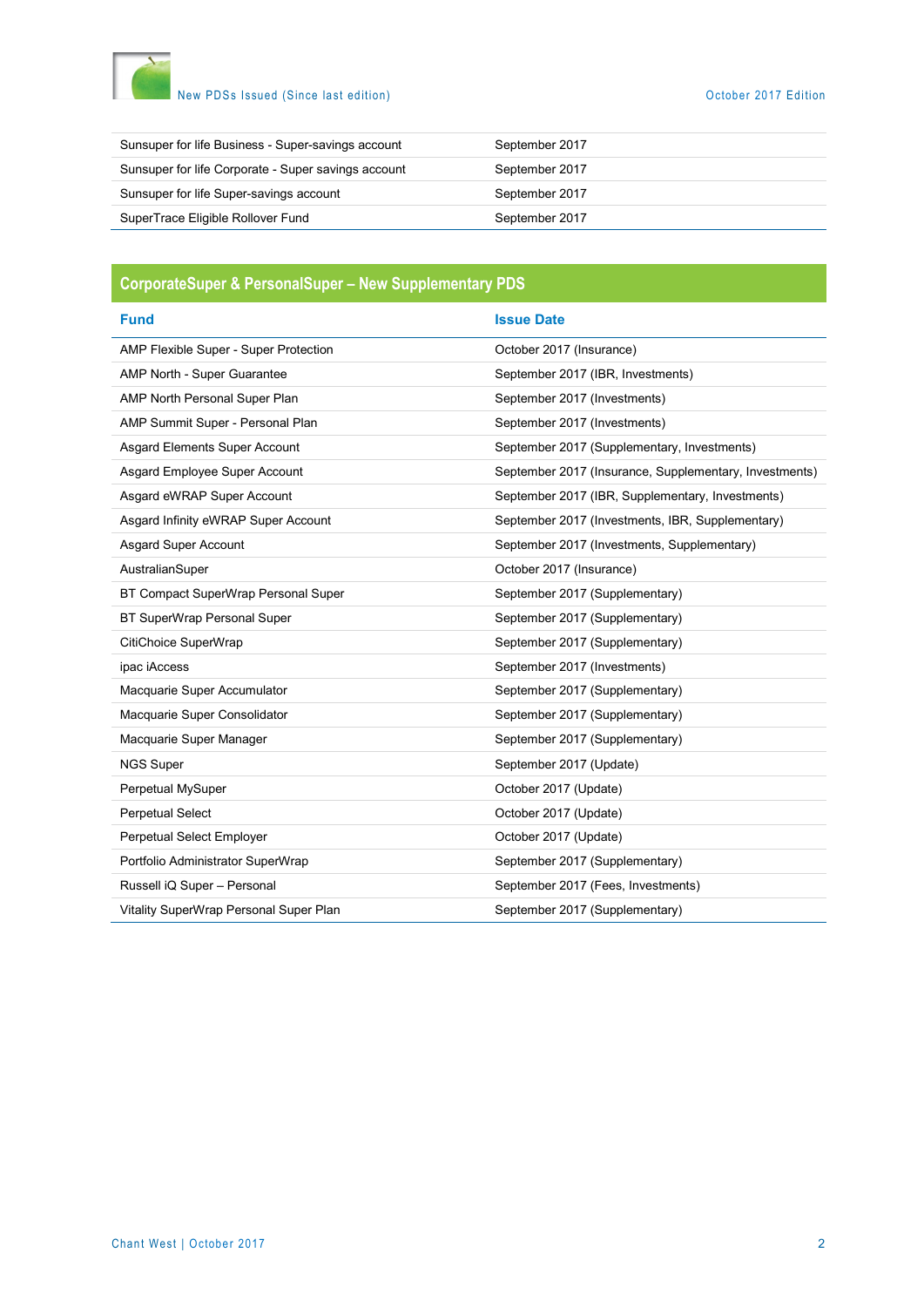| | |
|---|---|
| Sunsuper for life Business - Super-savings account | September 2017 |
| Sunsuper for life Corporate - Super savings account | September 2017 |
| Sunsuper for life Super-savings account | September 2017 |
| SuperTrace Eligible Rollover Fund | September 2017 |

## CorporateSuper & PersonalSuper – New Supplementary PDS

| Fund | Issue Date |
|---|---|
| AMP Flexible Super - Super Protection | October 2017 (Insurance) |
| AMP North - Super Guarantee | September 2017 (IBR, Investments) |
| AMP North Personal Super Plan | September 2017 (Investments) |
| AMP Summit Super - Personal Plan | September 2017 (Investments) |
| Asgard Elements Super Account | September 2017 (Supplementary, Investments) |
| Asgard Employee Super Account | September 2017 (Insurance, Supplementary, Investments) |
| Asgard eWRAP Super Account | September 2017 (IBR, Supplementary, Investments) |
| Asgard Infinity eWRAP Super Account | September 2017 (Investments, IBR, Supplementary) |
| Asgard Super Account | September 2017 (Investments, Supplementary) |
| AustralianSuper | October 2017 (Insurance) |
| BT Compact SuperWrap Personal Super | September 2017 (Supplementary) |
| BT SuperWrap Personal Super | September 2017 (Supplementary) |
| CitiChoice SuperWrap | September 2017 (Supplementary) |
| ipac iAccess | September 2017 (Investments) |
| Macquarie Super Accumulator | September 2017 (Supplementary) |
| Macquarie Super Consolidator | September 2017 (Supplementary) |
| Macquarie Super Manager | September 2017 (Supplementary) |
| NGS Super | September 2017 (Update) |
| Perpetual MySuper | October 2017 (Update) |
| Perpetual Select | October 2017 (Update) |
| Perpetual Select Employer | October 2017 (Update) |
| Portfolio Administrator SuperWrap | September 2017 (Supplementary) |
| Russell iQ Super – Personal | September 2017 (Fees, Investments) |
| Vitality SuperWrap Personal Super Plan | September 2017 (Supplementary) |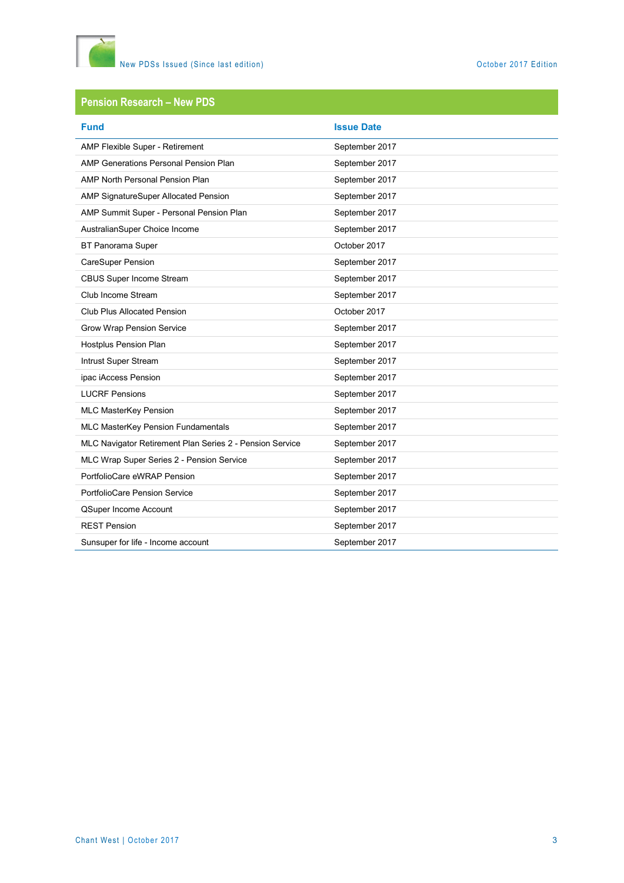## Pension Research – New PDS

| Fund | Issue Date |
|---|---|
| AMP Flexible Super - Retirement | September 2017 |
| AMP Generations Personal Pension Plan | September 2017 |
| AMP North Personal Pension Plan | September 2017 |
| AMP SignatureSuper Allocated Pension | September 2017 |
| AMP Summit Super - Personal Pension Plan | September 2017 |
| AustralianSuper Choice Income | September 2017 |
| BT Panorama Super | October 2017 |
| CareSuper Pension | September 2017 |
| CBUS Super Income Stream | September 2017 |
| Club Income Stream | September 2017 |
| Club Plus Allocated Pension | October 2017 |
| Grow Wrap Pension Service | September 2017 |
| Hostplus Pension Plan | September 2017 |
| Intrust Super Stream | September 2017 |
| ipac iAccess Pension | September 2017 |
| LUCRF Pensions | September 2017 |
| MLC MasterKey Pension | September 2017 |
| MLC MasterKey Pension Fundamentals | September 2017 |
| MLC Navigator Retirement Plan Series 2 - Pension Service | September 2017 |
| MLC Wrap Super Series 2 - Pension Service | September 2017 |
| PortfolioCare eWRAP Pension | September 2017 |
| PortfolioCare Pension Service | September 2017 |
| QSuper Income Account | September 2017 |
| REST Pension | September 2017 |
| Sunsuper for life - Income account | September 2017 |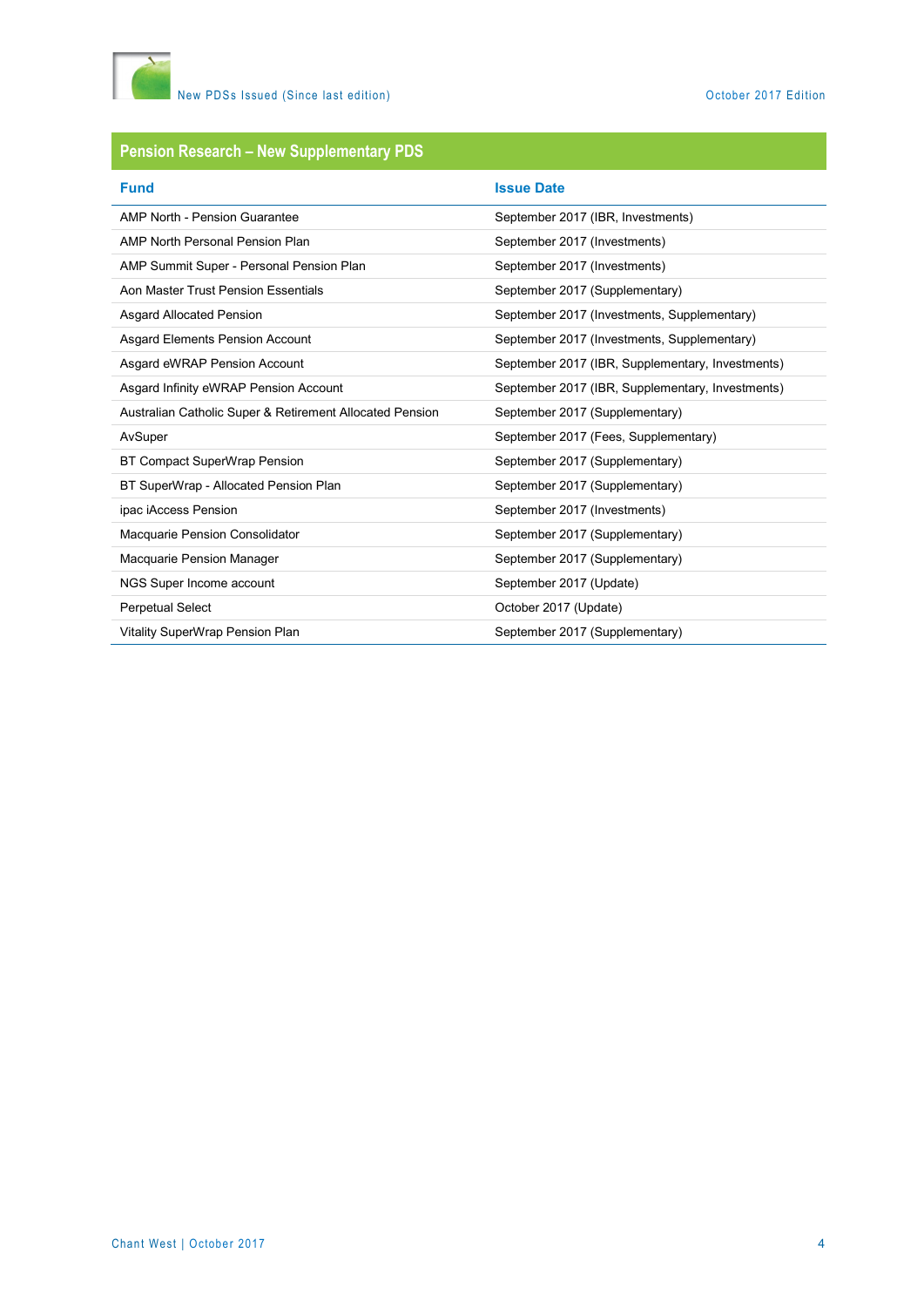## Pension Research – New Supplementary PDS

| Fund | Issue Date |
|---|---|
| AMP North - Pension Guarantee | September 2017 (IBR, Investments) |
| AMP North Personal Pension Plan | September 2017 (Investments) |
| AMP Summit Super - Personal Pension Plan | September 2017 (Investments) |
| Aon Master Trust Pension Essentials | September 2017 (Supplementary) |
| Asgard Allocated Pension | September 2017 (Investments, Supplementary) |
| Asgard Elements Pension Account | September 2017 (Investments, Supplementary) |
| Asgard eWRAP Pension Account | September 2017 (IBR, Supplementary, Investments) |
| Asgard Infinity eWRAP Pension Account | September 2017 (IBR, Supplementary, Investments) |
| Australian Catholic Super & Retirement Allocated Pension | September 2017 (Supplementary) |
| AvSuper | September 2017 (Fees, Supplementary) |
| BT Compact SuperWrap Pension | September 2017 (Supplementary) |
| BT SuperWrap - Allocated Pension Plan | September 2017 (Supplementary) |
| ipac iAccess Pension | September 2017 (Investments) |
| Macquarie Pension Consolidator | September 2017 (Supplementary) |
| Macquarie Pension Manager | September 2017 (Supplementary) |
| NGS Super Income account | September 2017 (Update) |
| Perpetual Select | October 2017 (Update) |
| Vitality SuperWrap Pension Plan | September 2017 (Supplementary) |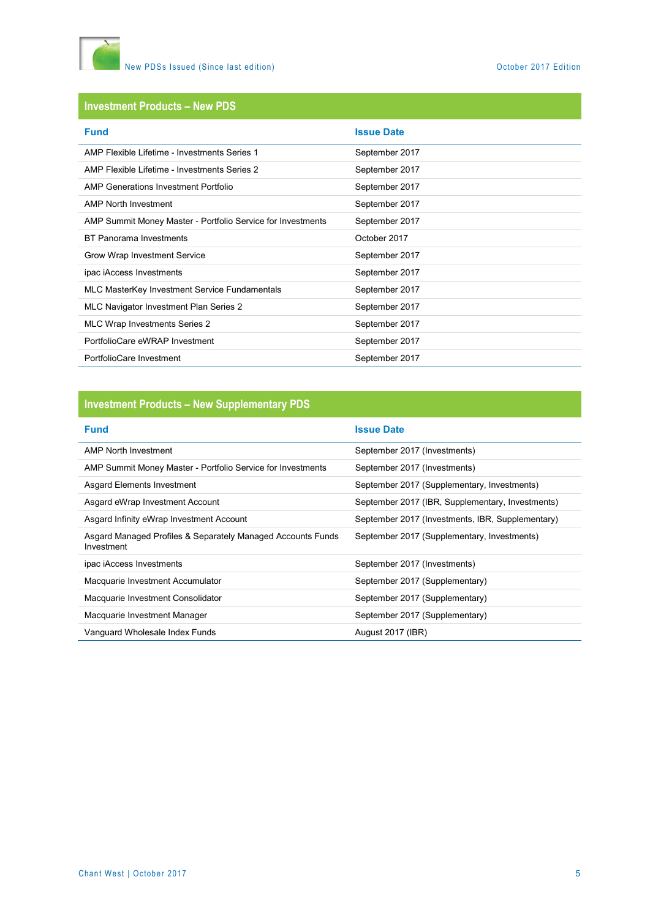## Investment Products – New PDS

| Fund | Issue Date |
|---|---|
| AMP Flexible Lifetime - Investments Series 1 | September 2017 |
| AMP Flexible Lifetime - Investments Series 2 | September 2017 |
| AMP Generations Investment Portfolio | September 2017 |
| AMP North Investment | September 2017 |
| AMP Summit Money Master - Portfolio Service for Investments | September 2017 |
| BT Panorama Investments | October 2017 |
| Grow Wrap Investment Service | September 2017 |
| ipac iAccess Investments | September 2017 |
| MLC MasterKey Investment Service Fundamentals | September 2017 |
| MLC Navigator Investment Plan Series 2 | September 2017 |
| MLC Wrap Investments Series 2 | September 2017 |
| PortfolioCare eWRAP Investment | September 2017 |
| PortfolioCare Investment | September 2017 |

## Investment Products – New Supplementary PDS

| Fund | Issue Date |
|---|---|
| AMP North Investment | September 2017 (Investments) |
| AMP Summit Money Master - Portfolio Service for Investments | September 2017 (Investments) |
| Asgard Elements Investment | September 2017 (Supplementary, Investments) |
| Asgard eWrap Investment Account | September 2017 (IBR, Supplementary, Investments) |
| Asgard Infinity eWrap Investment Account | September 2017 (Investments, IBR, Supplementary) |
| Asgard Managed Profiles & Separately Managed Accounts Funds Investment | September 2017 (Supplementary, Investments) |
| ipac iAccess Investments | September 2017 (Investments) |
| Macquarie Investment Accumulator | September 2017 (Supplementary) |
| Macquarie Investment Consolidator | September 2017 (Supplementary) |
| Macquarie Investment Manager | September 2017 (Supplementary) |
| Vanguard Wholesale Index Funds | August 2017 (IBR) |